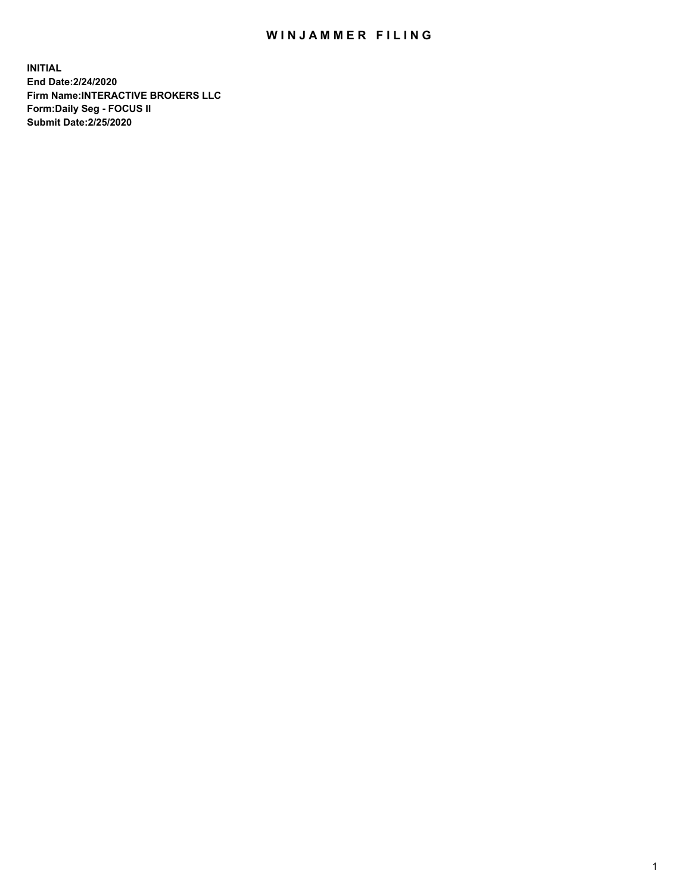# WINJAMMER FILING

**INITIAL**
**End Date:2/24/2020**
**Firm Name:INTERACTIVE BROKERS LLC**
**Form:Daily Seg - FOCUS II**
**Submit Date:2/25/2020**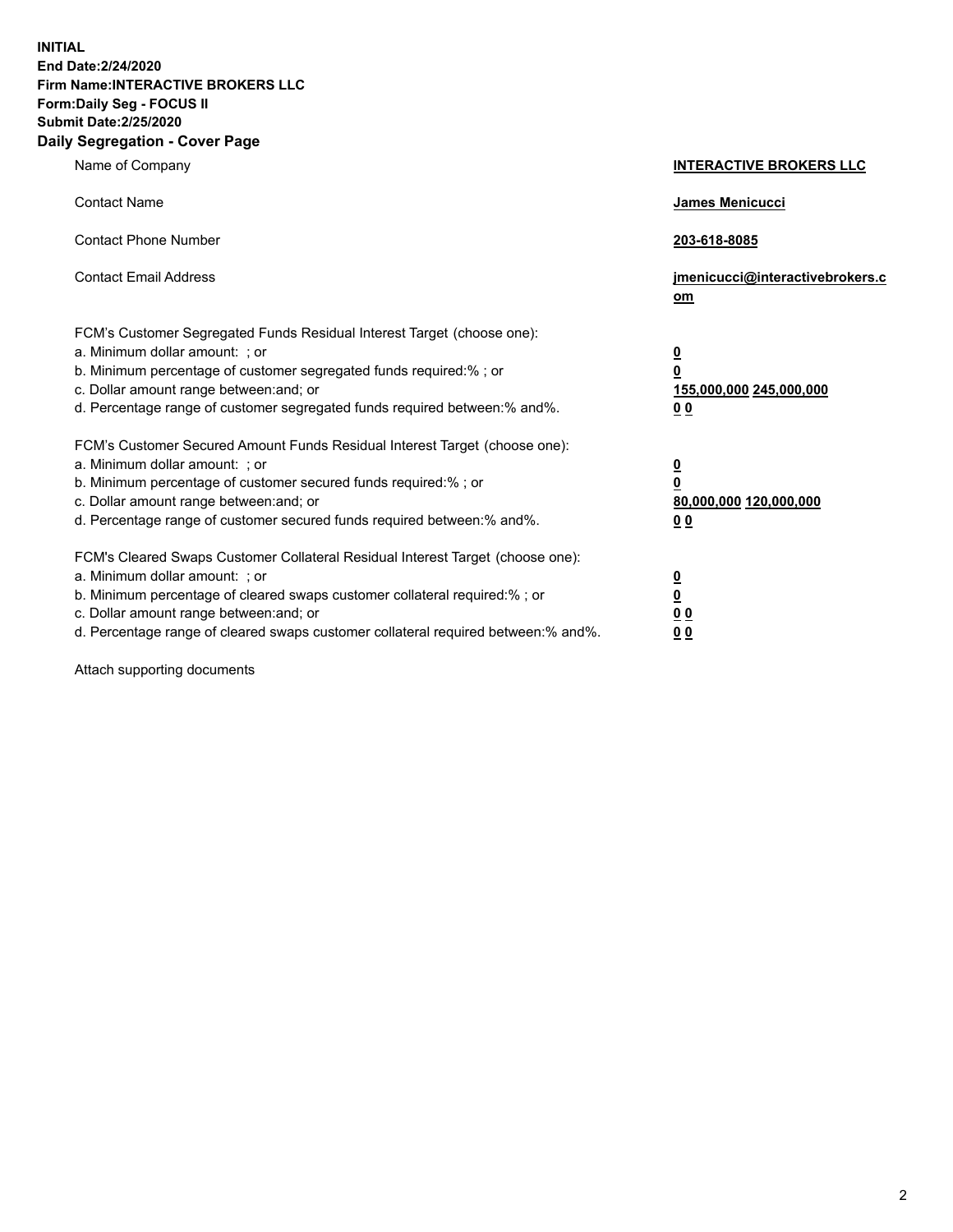**INITIAL**
**End Date:2/24/2020**
**Firm Name:INTERACTIVE BROKERS LLC**
**Form:Daily Seg - FOCUS II**
**Submit Date:2/25/2020**
**Daily Segregation - Cover Page**

| | |
|---|---|
| Name of Company | **INTERACTIVE BROKERS LLC** |
| Contact Name | **James Menicucci** |
| Contact Phone Number | **203-618-8085** |
| Contact Email Address | **jmenicucci@interactivebrokers.com** |
| FCM's Customer Segregated Funds Residual Interest Target (choose one): | |
| a. Minimum dollar amount: ; or | **0** |
| b. Minimum percentage of customer segregated funds required:% ; or | **0** |
| c. Dollar amount range between:and; or | **155,000,000** **245,000,000** |
| d. Percentage range of customer segregated funds required between:% and%. | **0** **0** |
| FCM's Customer Secured Amount Funds Residual Interest Target (choose one): | |
| a. Minimum dollar amount: ; or | **0** |
| b. Minimum percentage of customer secured funds required:% ; or | **0** |
| c. Dollar amount range between:and; or | **80,000,000** **120,000,000** |
| d. Percentage range of customer secured funds required between:% and%. | **0** **0** |
| FCM's Cleared Swaps Customer Collateral Residual Interest Target (choose one): | |
| a. Minimum dollar amount: ; or | **0** |
| b. Minimum percentage of cleared swaps customer collateral required:% ; or | **0** |
| c. Dollar amount range between:and; or | **0** **0** |
| d. Percentage range of cleared swaps customer collateral required between:% and%. | **0** **0** |

Attach supporting documents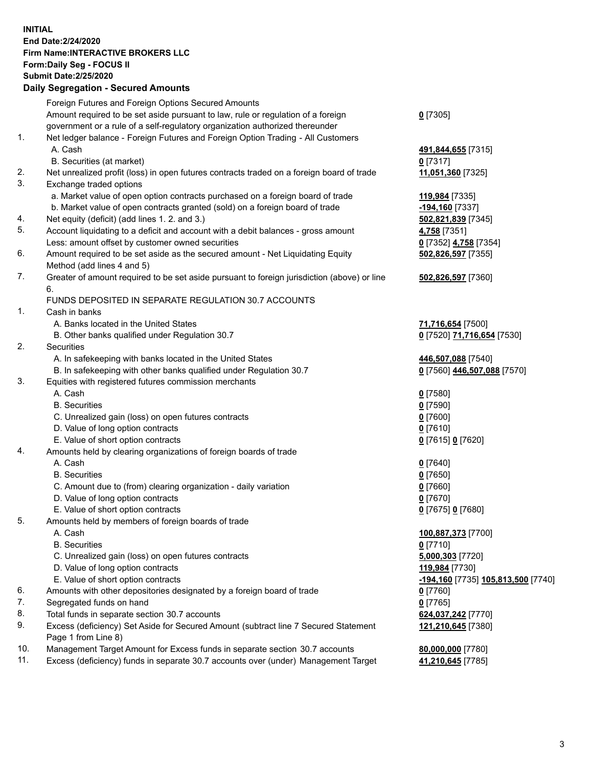**INITIAL**
**End Date:2/24/2020**
**Firm Name:INTERACTIVE BROKERS LLC**
**Form:Daily Seg - FOCUS II**
**Submit Date:2/25/2020**

## Daily Segregation - Secured Amounts

| | | |
|---|---|---|
| | Foreign Futures and Foreign Options Secured Amounts | |
| | Amount required to be set aside pursuant to law, rule or regulation of a foreign government or a rule of a self-regulatory organization authorized thereunder | **0** [7305] |
| 1. | Net ledger balance - Foreign Futures and Foreign Option Trading - All Customers | |
| | A. Cash | **491,844,655** [7315] |
| | B. Securities (at market) | **0** [7317] |
| 2. | Net unrealized profit (loss) in open futures contracts traded on a foreign board of trade | **11,051,360** [7325] |
| 3. | Exchange traded options | |
| | a. Market value of open option contracts purchased on a foreign board of trade | **119,984** [7335] |
| | b. Market value of open contracts granted (sold) on a foreign board of trade | **-194,160** [7337] |
| 4. | Net equity (deficit) (add lines 1. 2. and 3.) | **502,821,839** [7345] |
| 5. | Account liquidating to a deficit and account with a debit balances - gross amount | **4,758** [7351] |
| | Less: amount offset by customer owned securities | **0** [7352] **4,758** [7354] |
| 6. | Amount required to be set aside as the secured amount - Net Liquidating Equity Method (add lines 4 and 5) | **502,826,597** [7355] |
| 7. | Greater of amount required to be set aside pursuant to foreign jurisdiction (above) or line 6. | **502,826,597** [7360] |
| | FUNDS DEPOSITED IN SEPARATE REGULATION 30.7 ACCOUNTS | |
| 1. | Cash in banks | |
| | A. Banks located in the United States | **71,716,654** [7500] |
| | B. Other banks qualified under Regulation 30.7 | **0** [7520] **71,716,654** [7530] |
| 2. | Securities | |
| | A. In safekeeping with banks located in the United States | **446,507,088** [7540] |
| | B. In safekeeping with other banks qualified under Regulation 30.7 | **0** [7560] **446,507,088** [7570] |
| 3. | Equities with registered futures commission merchants | |
| | A. Cash | **0** [7580] |
| | B. Securities | **0** [7590] |
| | C. Unrealized gain (loss) on open futures contracts | **0** [7600] |
| | D. Value of long option contracts | **0** [7610] |
| | E. Value of short option contracts | **0** [7615] **0** [7620] |
| 4. | Amounts held by clearing organizations of foreign boards of trade | |
| | A. Cash | **0** [7640] |
| | B. Securities | **0** [7650] |
| | C. Amount due to (from) clearing organization - daily variation | **0** [7660] |
| | D. Value of long option contracts | **0** [7670] |
| | E. Value of short option contracts | **0** [7675] **0** [7680] |
| 5. | Amounts held by members of foreign boards of trade | |
| | A. Cash | **100,887,373** [7700] |
| | B. Securities | **0** [7710] |
| | C. Unrealized gain (loss) on open futures contracts | **5,000,303** [7720] |
| | D. Value of long option contracts | **119,984** [7730] |
| | E. Value of short option contracts | **-194,160** [7735] **105,813,500** [7740] |
| 6. | Amounts with other depositories designated by a foreign board of trade | **0** [7760] |
| 7. | Segregated funds on hand | **0** [7765] |
| 8. | Total funds in separate section 30.7 accounts | **624,037,242** [7770] |
| 9. | Excess (deficiency) Set Aside for Secured Amount (subtract line 7 Secured Statement Page 1 from Line 8) | **121,210,645** [7380] |
| 10. | Management Target Amount for Excess funds in separate section 30.7 accounts | **80,000,000** [7780] |
| 11. | Excess (deficiency) funds in separate 30.7 accounts over (under) Management Target | **41,210,645** [7785] |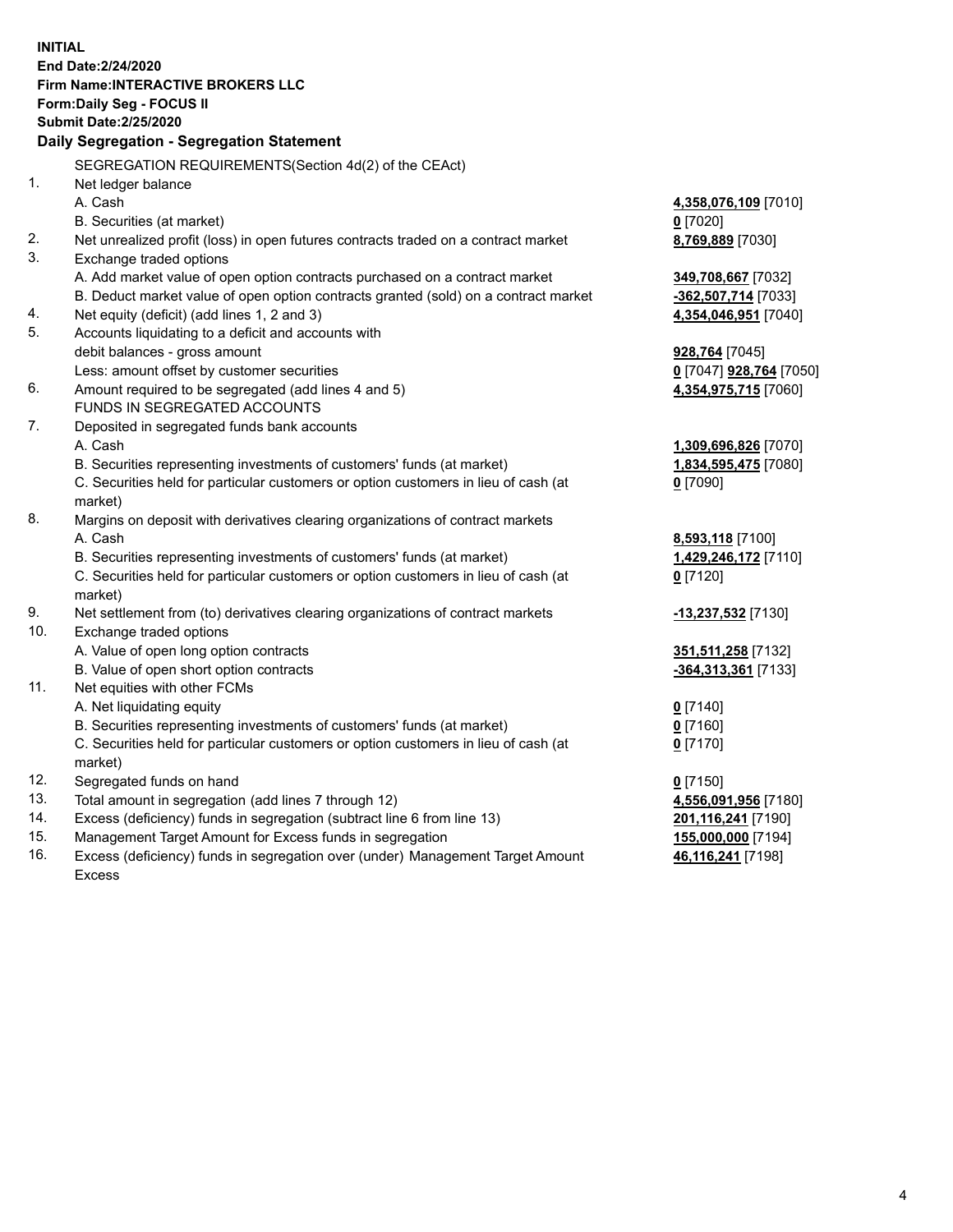**INITIAL**
**End Date:2/24/2020**
**Firm Name:INTERACTIVE BROKERS LLC**
**Form:Daily Seg - FOCUS II**
**Submit Date:2/25/2020**

## Daily Segregation - Segregation Statement

SEGREGATION REQUIREMENTS(Section 4d(2) of the CEAct)

| | | |
|---|---|---|
| 1. | Net ledger balance | |
| | A. Cash | **4,358,076,109** [7010] |
| | B. Securities (at market) | **0** [7020] |
| 2. | Net unrealized profit (loss) in open futures contracts traded on a contract market | **8,769,889** [7030] |
| 3. | Exchange traded options | |
| | A. Add market value of open option contracts purchased on a contract market | **349,708,667** [7032] |
| | B. Deduct market value of open option contracts granted (sold) on a contract market | **-362,507,714** [7033] |
| 4. | Net equity (deficit) (add lines 1, 2 and 3) | **4,354,046,951** [7040] |
| 5. | Accounts liquidating to a deficit and accounts with debit balances - gross amount | **928,764** [7045] |
| | Less: amount offset by customer securities | **0** [7047] **928,764** [7050] |
| 6. | Amount required to be segregated (add lines 4 and 5) | **4,354,975,715** [7060] |
| | FUNDS IN SEGREGATED ACCOUNTS | |
| 7. | Deposited in segregated funds bank accounts | |
| | A. Cash | **1,309,696,826** [7070] |
| | B. Securities representing investments of customers' funds (at market) | **1,834,595,475** [7080] |
| | C. Securities held for particular customers or option customers in lieu of cash (at market) | **0** [7090] |
| 8. | Margins on deposit with derivatives clearing organizations of contract markets | |
| | A. Cash | **8,593,118** [7100] |
| | B. Securities representing investments of customers' funds (at market) | **1,429,246,172** [7110] |
| | C. Securities held for particular customers or option customers in lieu of cash (at market) | **0** [7120] |
| 9. | Net settlement from (to) derivatives clearing organizations of contract markets | **-13,237,532** [7130] |
| 10. | Exchange traded options | |
| | A. Value of open long option contracts | **351,511,258** [7132] |
| | B. Value of open short option contracts | **-364,313,361** [7133] |
| 11. | Net equities with other FCMs | |
| | A. Net liquidating equity | **0** [7140] |
| | B. Securities representing investments of customers' funds (at market) | **0** [7160] |
| | C. Securities held for particular customers or option customers in lieu of cash (at market) | **0** [7170] |
| 12. | Segregated funds on hand | **0** [7150] |
| 13. | Total amount in segregation (add lines 7 through 12) | **4,556,091,956** [7180] |
| 14. | Excess (deficiency) funds in segregation (subtract line 6 from line 13) | **201,116,241** [7190] |
| 15. | Management Target Amount for Excess funds in segregation | **155,000,000** [7194] |
| 16. | Excess (deficiency) funds in segregation over (under) Management Target Amount Excess | **46,116,241** [7198] |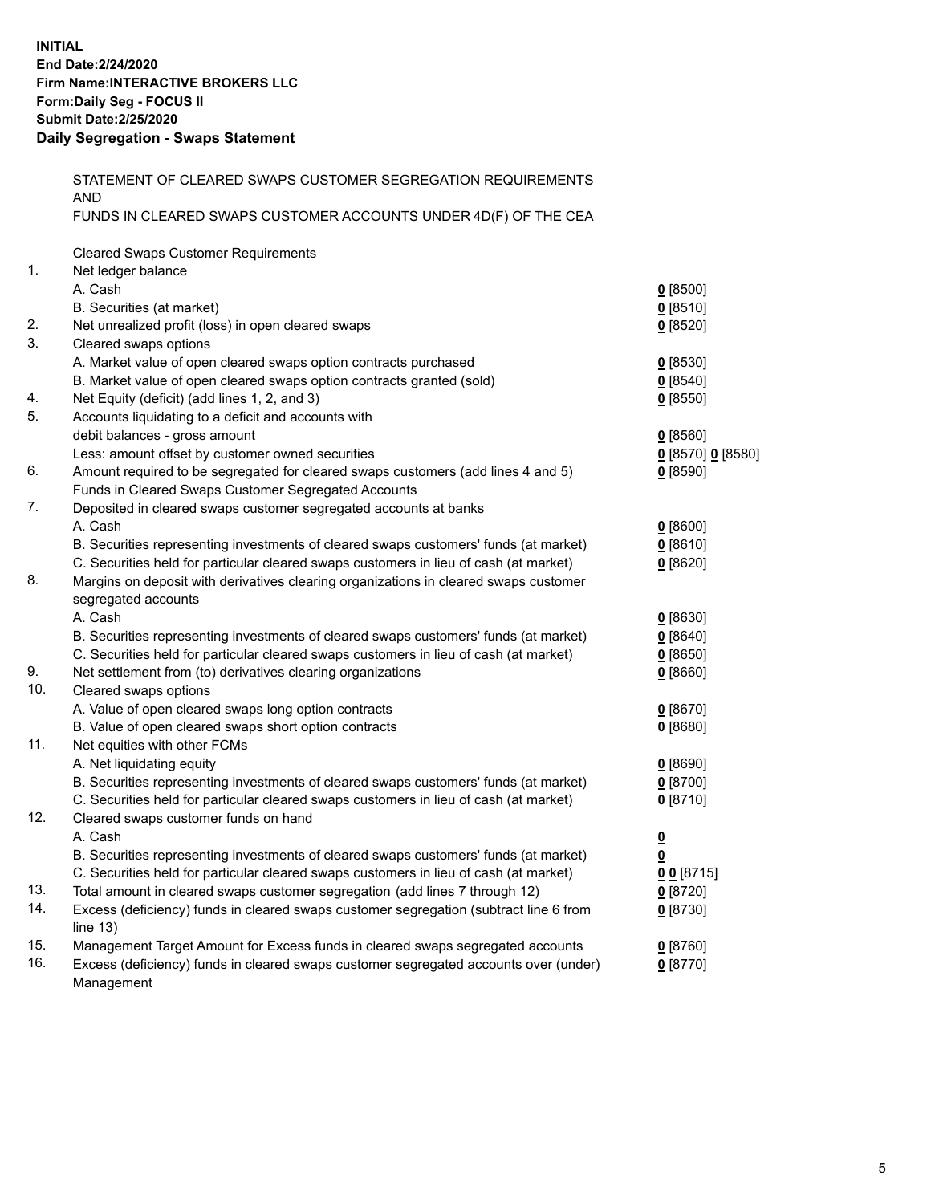**INITIAL**
**End Date:2/24/2020**
**Firm Name:INTERACTIVE BROKERS LLC**
**Form:Daily Seg - FOCUS II**
**Submit Date:2/25/2020**
**Daily Segregation - Swaps Statement**

STATEMENT OF CLEARED SWAPS CUSTOMER SEGREGATION REQUIREMENTS AND FUNDS IN CLEARED SWAPS CUSTOMER ACCOUNTS UNDER 4D(F) OF THE CEA

| | | |
|---|---|---|
| | Cleared Swaps Customer Requirements | |
| 1. | Net ledger balance | |
| | A. Cash | 0 [8500] |
| | B. Securities (at market) | 0 [8510] |
| 2. | Net unrealized profit (loss) in open cleared swaps | 0 [8520] |
| 3. | Cleared swaps options | |
| | A. Market value of open cleared swaps option contracts purchased | 0 [8530] |
| | B. Market value of open cleared swaps option contracts granted (sold) | 0 [8540] |
| 4. | Net Equity (deficit) (add lines 1, 2, and 3) | 0 [8550] |
| 5. | Accounts liquidating to a deficit and accounts with | |
| | debit balances - gross amount | 0 [8560] |
| | Less: amount offset by customer owned securities | 0 [8570] 0 [8580] |
| 6. | Amount required to be segregated for cleared swaps customers (add lines 4 and 5) | 0 [8590] |
| | Funds in Cleared Swaps Customer Segregated Accounts | |
| 7. | Deposited in cleared swaps customer segregated accounts at banks | |
| | A. Cash | 0 [8600] |
| | B. Securities representing investments of cleared swaps customers' funds (at market) | 0 [8610] |
| | C. Securities held for particular cleared swaps customers in lieu of cash (at market) | 0 [8620] |
| 8. | Margins on deposit with derivatives clearing organizations in cleared swaps customer segregated accounts | |
| | A. Cash | 0 [8630] |
| | B. Securities representing investments of cleared swaps customers' funds (at market) | 0 [8640] |
| | C. Securities held for particular cleared swaps customers in lieu of cash (at market) | 0 [8650] |
| 9. | Net settlement from (to) derivatives clearing organizations | 0 [8660] |
| 10. | Cleared swaps options | |
| | A. Value of open cleared swaps long option contracts | 0 [8670] |
| | B. Value of open cleared swaps short option contracts | 0 [8680] |
| 11. | Net equities with other FCMs | |
| | A. Net liquidating equity | 0 [8690] |
| | B. Securities representing investments of cleared swaps customers' funds (at market) | 0 [8700] |
| | C. Securities held for particular cleared swaps customers in lieu of cash (at market) | 0 [8710] |
| 12. | Cleared swaps customer funds on hand | |
| | A. Cash | 0 |
| | B. Securities representing investments of cleared swaps customers' funds (at market) | 0 |
| | C. Securities held for particular cleared swaps customers in lieu of cash (at market) | 0 0 [8715] |
| 13. | Total amount in cleared swaps customer segregation (add lines 7 through 12) | 0 [8720] |
| 14. | Excess (deficiency) funds in cleared swaps customer segregation (subtract line 6 from line 13) | 0 [8730] |
| 15. | Management Target Amount for Excess funds in cleared swaps segregated accounts | 0 [8760] |
| 16. | Excess (deficiency) funds in cleared swaps customer segregated accounts over (under) Management | 0 [8770] |